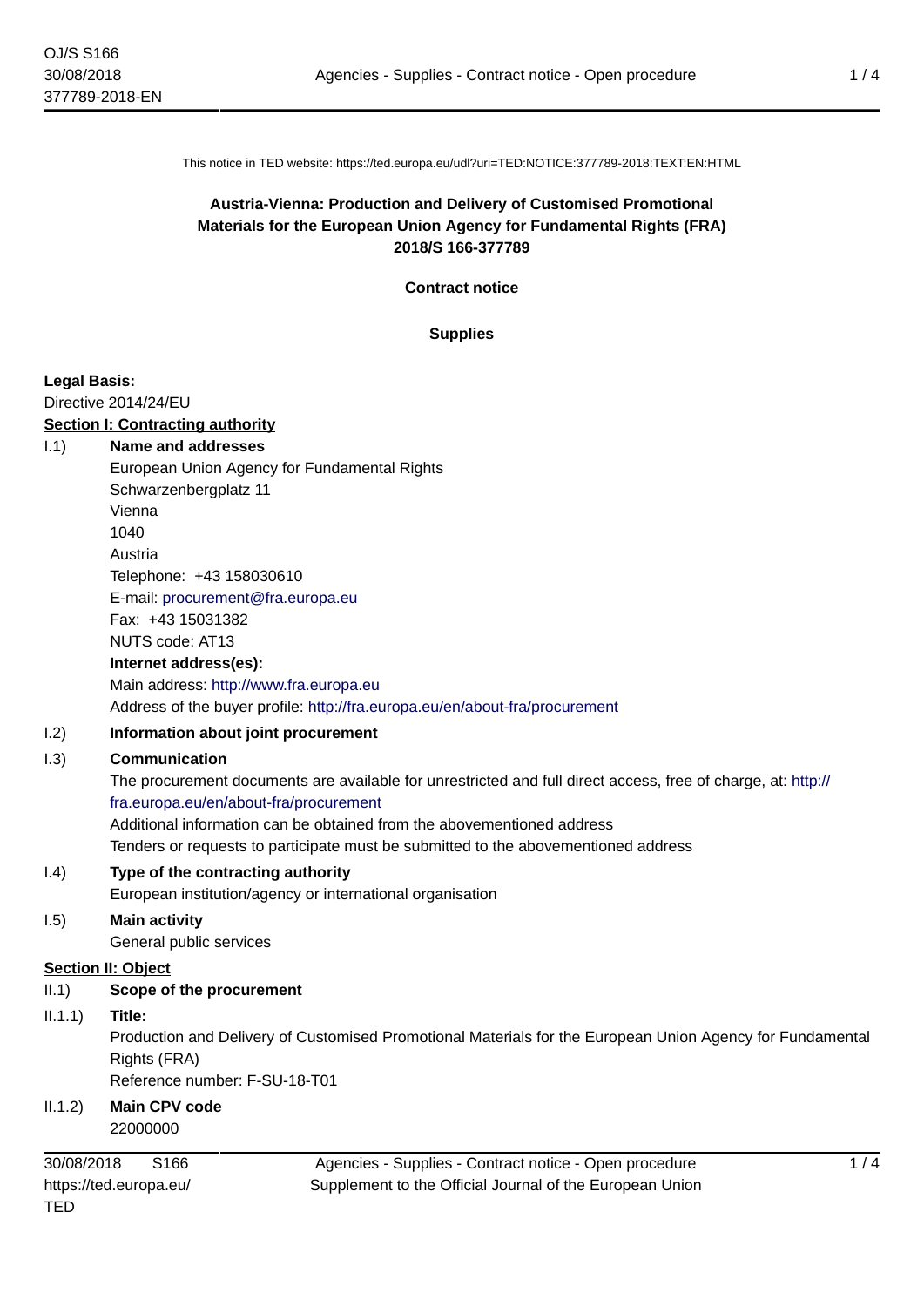This notice in TED website: https://ted.europa.eu/udl?uri=TED:NOTICE:377789-2018:TEXT:EN:HTML

**Austria-Vienna: Production and Delivery of Customised Promotional Materials for the European Union Agency for Fundamental Rights (FRA)**
**2018/S 166-377789**

**Contract notice**

**Supplies**

**Legal Basis:**
Directive 2014/24/EU

## Section I: Contracting authority

I.1) **Name and addresses**

European Union Agency for Fundamental Rights
Schwarzenbergplatz 11
Vienna
1040
Austria
Telephone: +43 158030610
E-mail: procurement@fra.europa.eu
Fax: +43 15031382
NUTS code: AT13

**Internet address(es):**
Main address: http://www.fra.europa.eu
Address of the buyer profile: http://fra.europa.eu/en/about-fra/procurement

I.2) **Information about joint procurement**

I.3) **Communication**

The procurement documents are available for unrestricted and full direct access, free of charge, at: http://fra.europa.eu/en/about-fra/procurement
Additional information can be obtained from the abovementioned address
Tenders or requests to participate must be submitted to the abovementioned address

I.4) **Type of the contracting authority**

European institution/agency or international organisation

I.5) **Main activity**

General public services

## Section II: Object

II.1) **Scope of the procurement**

II.1.1) **Title:**

Production and Delivery of Customised Promotional Materials for the European Union Agency for Fundamental Rights (FRA)
Reference number: F-SU-18-T01

II.1.2) **Main CPV code**

22000000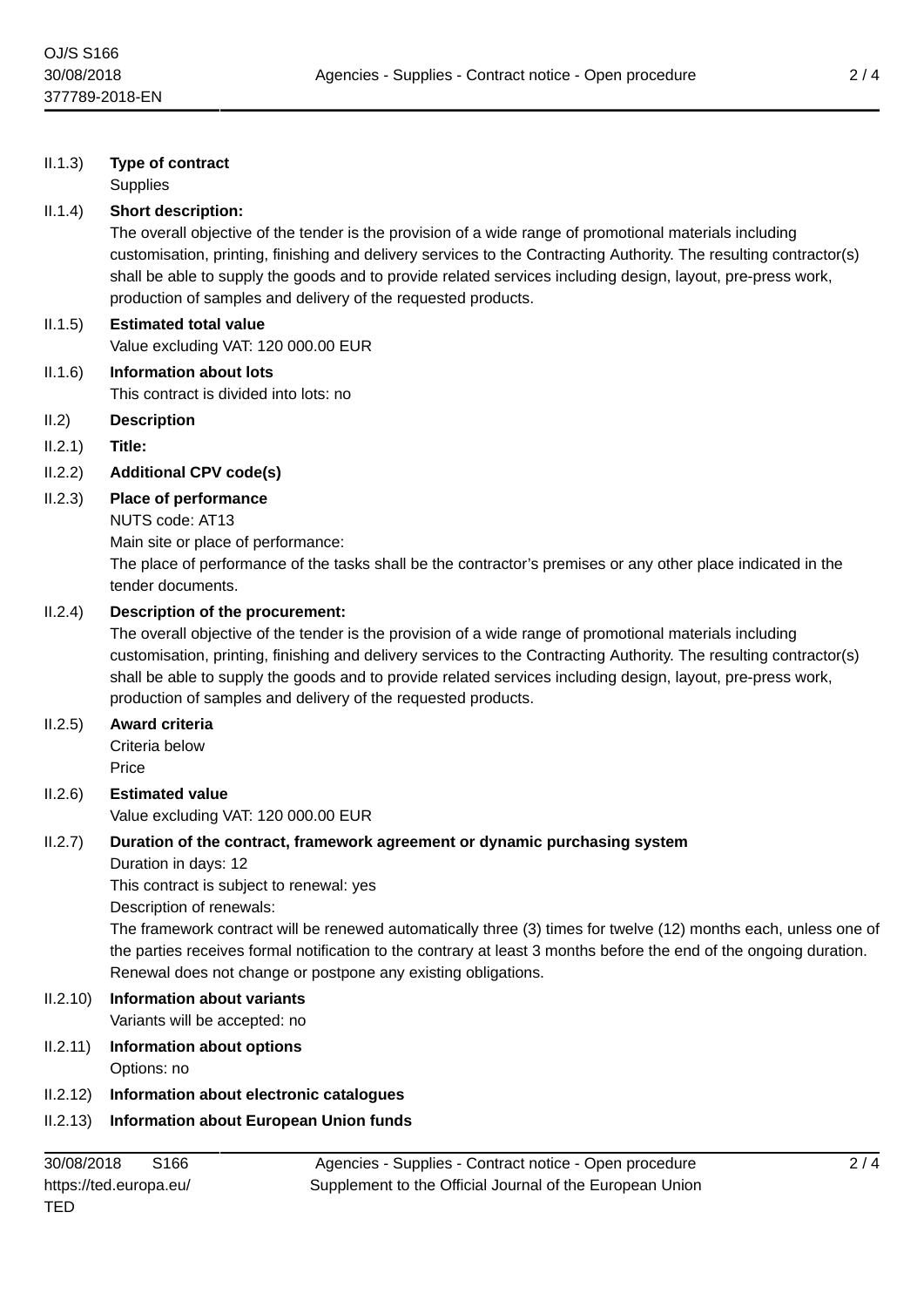II.1.3) **Type of contract**

Supplies

II.1.4) **Short description:**

The overall objective of the tender is the provision of a wide range of promotional materials including customisation, printing, finishing and delivery services to the Contracting Authority. The resulting contractor(s) shall be able to supply the goods and to provide related services including design, layout, pre-press work, production of samples and delivery of the requested products.

II.1.5) **Estimated total value**

Value excluding VAT: 120 000.00 EUR

II.1.6) **Information about lots**

This contract is divided into lots: no

II.2) **Description**

II.2.1) **Title:**

II.2.2) **Additional CPV code(s)**

II.2.3) **Place of performance**

NUTS code: AT13

Main site or place of performance:

The place of performance of the tasks shall be the contractor's premises or any other place indicated in the tender documents.

II.2.4) **Description of the procurement:**

The overall objective of the tender is the provision of a wide range of promotional materials including customisation, printing, finishing and delivery services to the Contracting Authority. The resulting contractor(s) shall be able to supply the goods and to provide related services including design, layout, pre-press work, production of samples and delivery of the requested products.

II.2.5) **Award criteria**

Criteria below

Price

II.2.6) **Estimated value**

Value excluding VAT: 120 000.00 EUR

II.2.7) **Duration of the contract, framework agreement or dynamic purchasing system**

Duration in days: 12

This contract is subject to renewal: yes

Description of renewals:

The framework contract will be renewed automatically three (3) times for twelve (12) months each, unless one of the parties receives formal notification to the contrary at least 3 months before the end of the ongoing duration. Renewal does not change or postpone any existing obligations.

II.2.10) **Information about variants**

Variants will be accepted: no

II.2.11) **Information about options**

Options: no

II.2.12) **Information about electronic catalogues**

II.2.13) **Information about European Union funds**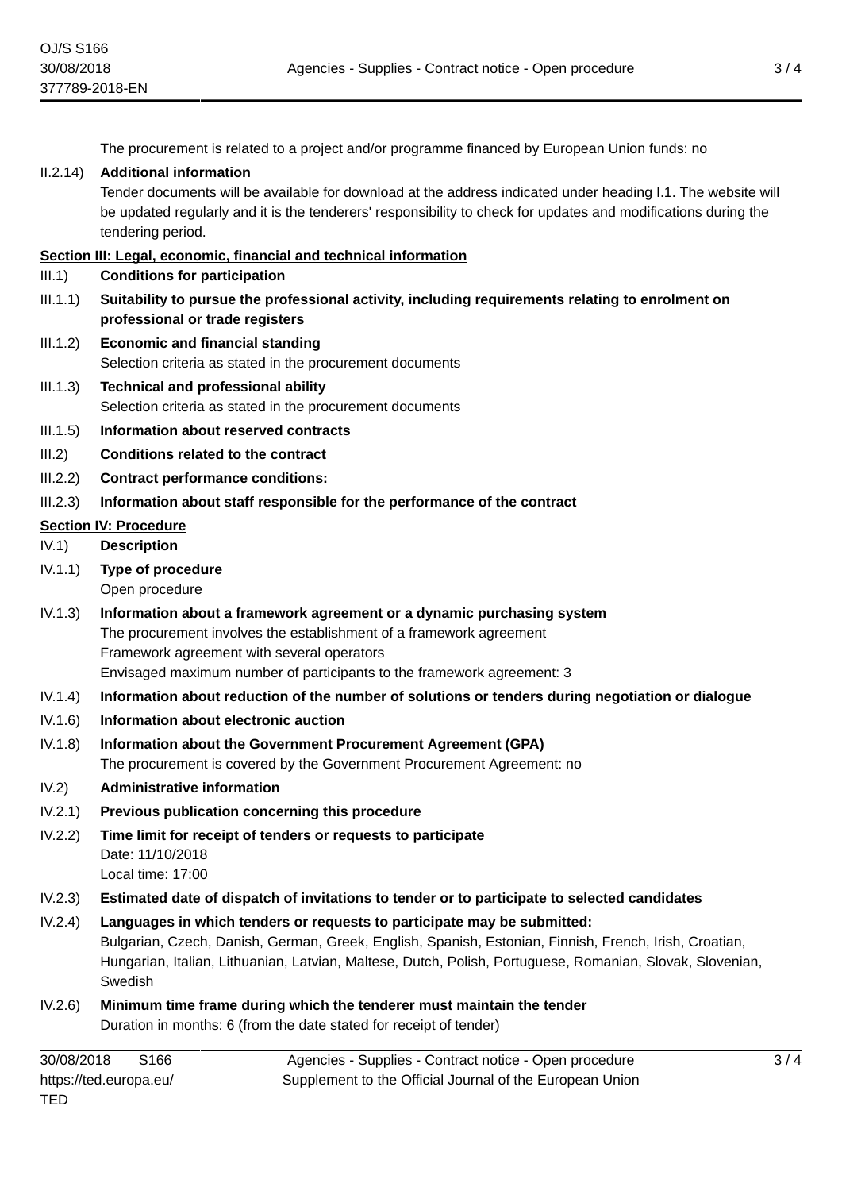The procurement is related to a project and/or programme financed by European Union funds: no

II.2.14) **Additional information**

Tender documents will be available for download at the address indicated under heading I.1. The website will be updated regularly and it is the tenderers' responsibility to check for updates and modifications during the tendering period.

## Section III: Legal, economic, financial and technical information

III.1) **Conditions for participation**

III.1.1) **Suitability to pursue the professional activity, including requirements relating to enrolment on professional or trade registers**

III.1.2) **Economic and financial standing**

Selection criteria as stated in the procurement documents

III.1.3) **Technical and professional ability**

Selection criteria as stated in the procurement documents

III.1.5) **Information about reserved contracts**

III.2) **Conditions related to the contract**

III.2.2) **Contract performance conditions:**

III.2.3) **Information about staff responsible for the performance of the contract**

## Section IV: Procedure

IV.1) **Description**

IV.1.1) **Type of procedure**

Open procedure

IV.1.3) **Information about a framework agreement or a dynamic purchasing system**

The procurement involves the establishment of a framework agreement
Framework agreement with several operators
Envisaged maximum number of participants to the framework agreement: 3

IV.1.4) **Information about reduction of the number of solutions or tenders during negotiation or dialogue**

IV.1.6) **Information about electronic auction**

IV.1.8) **Information about the Government Procurement Agreement (GPA)**

The procurement is covered by the Government Procurement Agreement: no

IV.2) **Administrative information**

IV.2.1) **Previous publication concerning this procedure**

IV.2.2) **Time limit for receipt of tenders or requests to participate**

Date: 11/10/2018
Local time: 17:00

IV.2.3) **Estimated date of dispatch of invitations to tender or to participate to selected candidates**

IV.2.4) **Languages in which tenders or requests to participate may be submitted:**

Bulgarian, Czech, Danish, German, Greek, English, Spanish, Estonian, Finnish, French, Irish, Croatian, Hungarian, Italian, Lithuanian, Latvian, Maltese, Dutch, Polish, Portuguese, Romanian, Slovak, Slovenian, Swedish

IV.2.6) **Minimum time frame during which the tenderer must maintain the tender**

Duration in months: 6 (from the date stated for receipt of tender)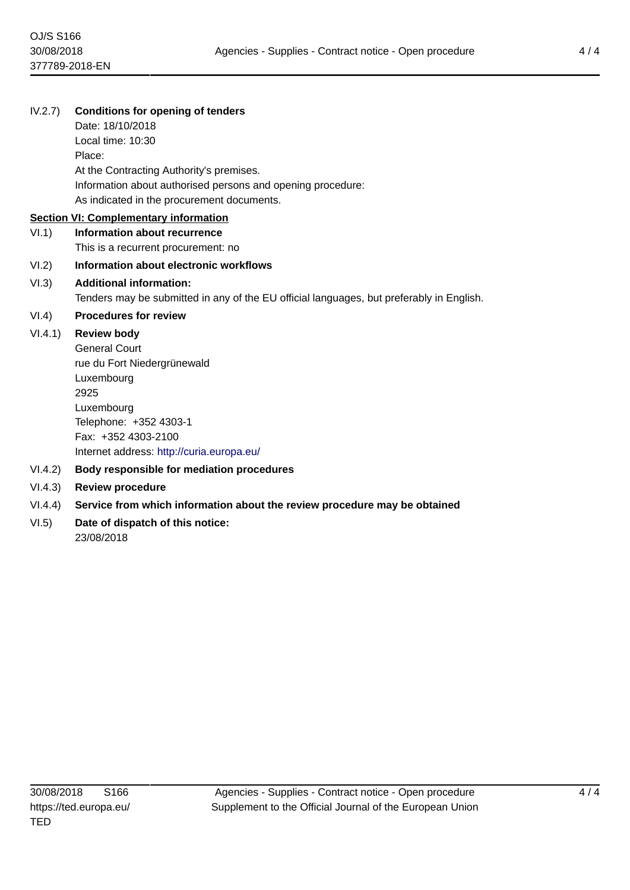IV.2.7) **Conditions for opening of tenders**

Date: 18/10/2018

Local time: 10:30

Place:

At the Contracting Authority's premises.

Information about authorised persons and opening procedure:

As indicated in the procurement documents.

## Section VI: Complementary information

VI.1) **Information about recurrence**

This is a recurrent procurement: no

VI.2) **Information about electronic workflows**

VI.3) **Additional information:**

Tenders may be submitted in any of the EU official languages, but preferably in English.

VI.4) **Procedures for review**

VI.4.1) **Review body**

General Court

rue du Fort Niedergrünewald

Luxembourg

2925

Luxembourg

Telephone: +352 4303-1

Fax: +352 4303-2100

Internet address: http://curia.europa.eu/

VI.4.2) **Body responsible for mediation procedures**

VI.4.3) **Review procedure**

VI.4.4) **Service from which information about the review procedure may be obtained**

VI.5) **Date of dispatch of this notice:**

23/08/2018